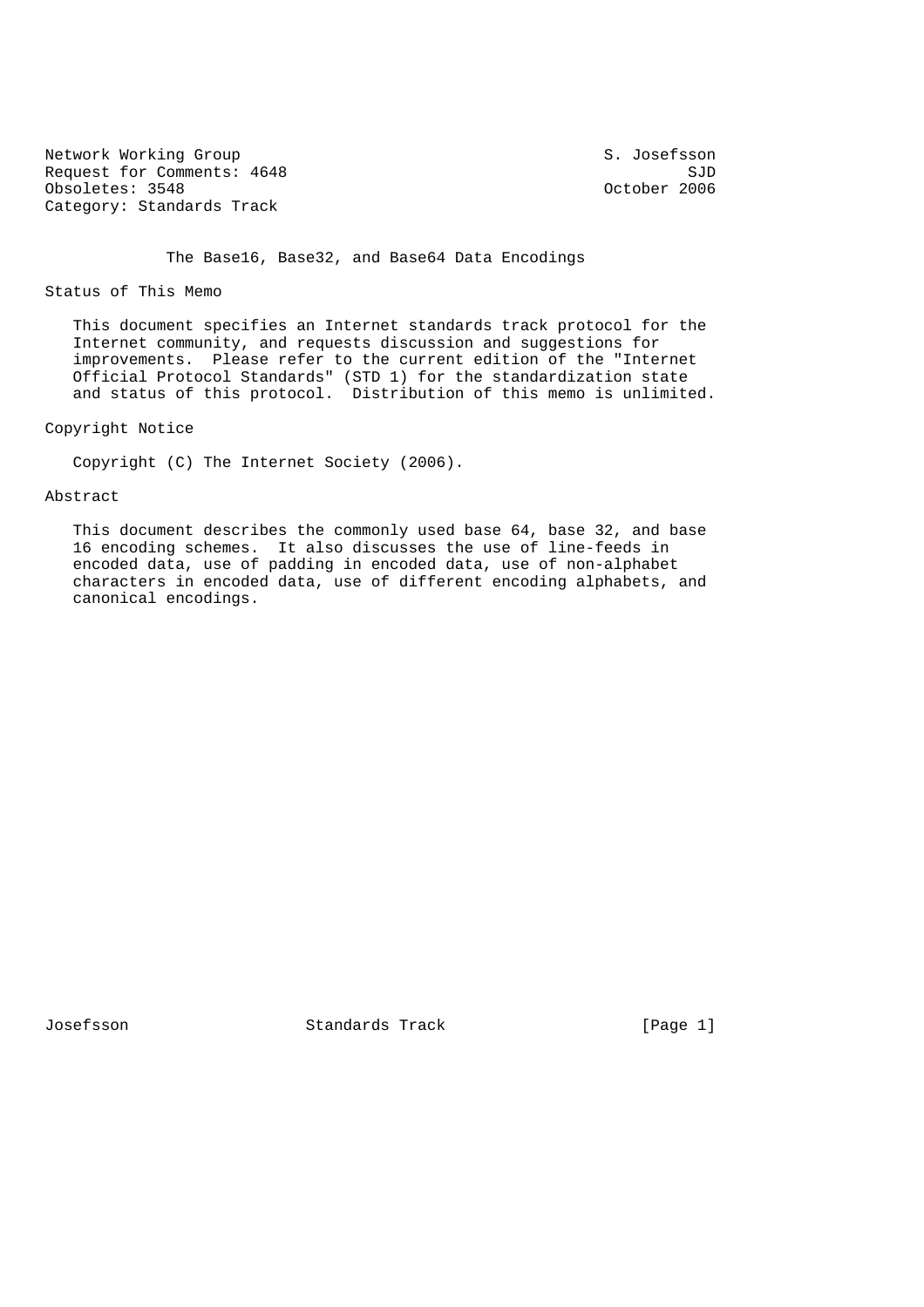Network Working Group                                       S. Josefsson
Request for Comments: 4648                                           SJD
Obsoletes: 3548                                             October 2006
Category: Standards Track

# The Base16, Base32, and Base64 Data Encodings

## Status of This Memo

This document specifies an Internet standards track protocol for the Internet community, and requests discussion and suggestions for improvements. Please refer to the current edition of the "Internet Official Protocol Standards" (STD 1) for the standardization state and status of this protocol. Distribution of this memo is unlimited.

## Copyright Notice

Copyright (C) The Internet Society (2006).

## Abstract

This document describes the commonly used base 64, base 32, and base 16 encoding schemes. It also discusses the use of line-feeds in encoded data, use of padding in encoded data, use of non-alphabet characters in encoded data, use of different encoding alphabets, and canonical encodings.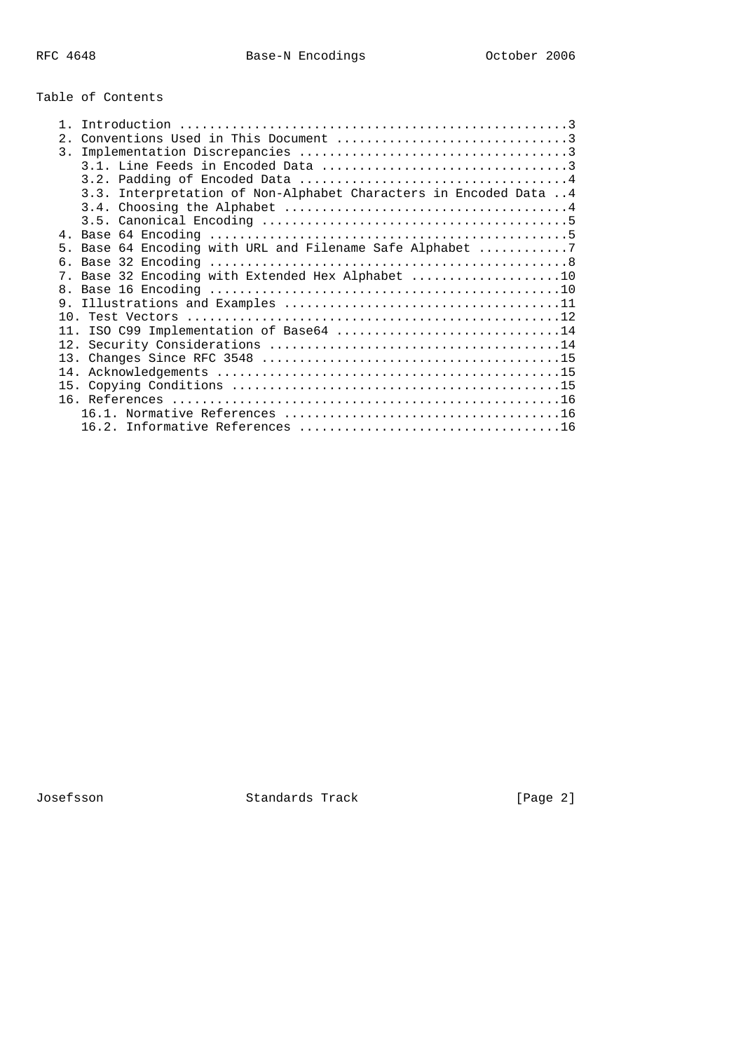Table of Contents

```
   1. Introduction ....................................................3
   2. Conventions Used in This Document ...............................3
   3. Implementation Discrepancies ....................................3
      3.1. Line Feeds in Encoded Data .................................3
      3.2. Padding of Encoded Data ....................................4
      3.3. Interpretation of Non-Alphabet Characters in Encoded Data ..4
      3.4. Choosing the Alphabet ......................................4
      3.5. Canonical Encoding .........................................5
   4. Base 64 Encoding ................................................5
   5. Base 64 Encoding with URL and Filename Safe Alphabet ............7
   6. Base 32 Encoding ................................................8
   7. Base 32 Encoding with Extended Hex Alphabet ....................10
   8. Base 16 Encoding ...............................................10
   9. Illustrations and Examples .....................................11
   10. Test Vectors ..................................................12
   11. ISO C99 Implementation of Base64 ..............................14
   12. Security Considerations .......................................14
   13. Changes Since RFC 3548 ........................................15
   14. Acknowledgements ..............................................15
   15. Copying Conditions ............................................15
   16. References ....................................................16
      16.1. Normative References .....................................16
      16.2. Informative References ...................................16
```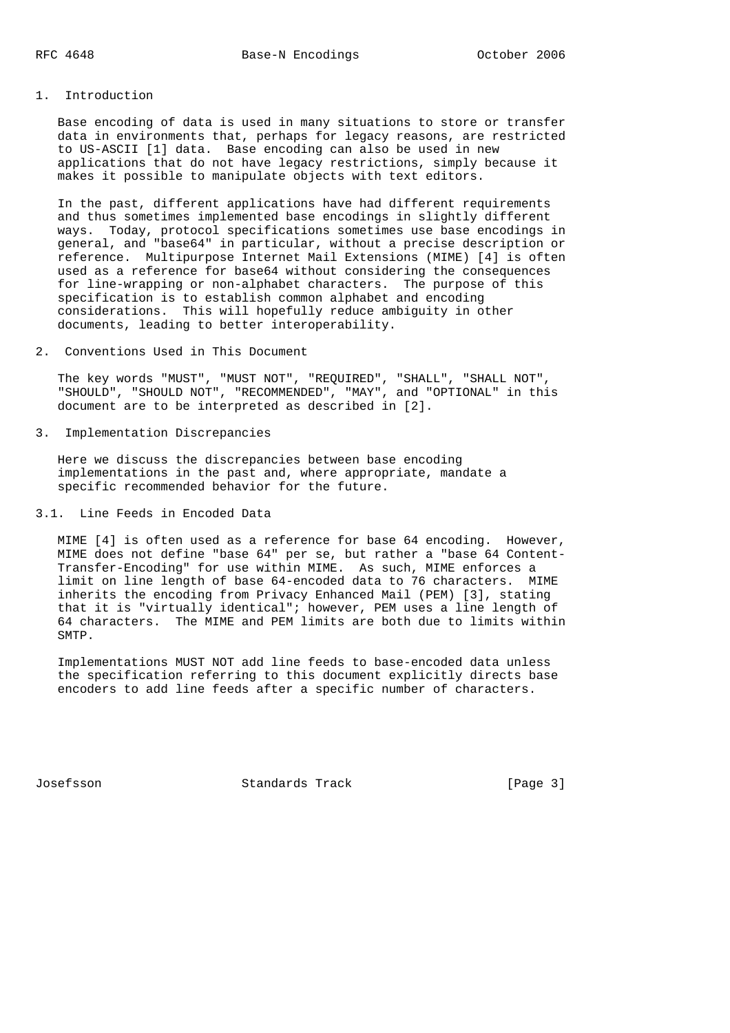# 1. Introduction

Base encoding of data is used in many situations to store or transfer data in environments that, perhaps for legacy reasons, are restricted to US-ASCII [1] data. Base encoding can also be used in new applications that do not have legacy restrictions, simply because it makes it possible to manipulate objects with text editors.

In the past, different applications have had different requirements and thus sometimes implemented base encodings in slightly different ways. Today, protocol specifications sometimes use base encodings in general, and "base64" in particular, without a precise description or reference. Multipurpose Internet Mail Extensions (MIME) [4] is often used as a reference for base64 without considering the consequences for line-wrapping or non-alphabet characters. The purpose of this specification is to establish common alphabet and encoding considerations. This will hopefully reduce ambiguity in other documents, leading to better interoperability.

# 2. Conventions Used in This Document

The key words "MUST", "MUST NOT", "REQUIRED", "SHALL", "SHALL NOT", "SHOULD", "SHOULD NOT", "RECOMMENDED", "MAY", and "OPTIONAL" in this document are to be interpreted as described in [2].

# 3. Implementation Discrepancies

Here we discuss the discrepancies between base encoding implementations in the past and, where appropriate, mandate a specific recommended behavior for the future.

## 3.1. Line Feeds in Encoded Data

MIME [4] is often used as a reference for base 64 encoding. However, MIME does not define "base 64" per se, but rather a "base 64 Content-Transfer-Encoding" for use within MIME. As such, MIME enforces a limit on line length of base 64-encoded data to 76 characters. MIME inherits the encoding from Privacy Enhanced Mail (PEM) [3], stating that it is "virtually identical"; however, PEM uses a line length of 64 characters. The MIME and PEM limits are both due to limits within SMTP.

Implementations MUST NOT add line feeds to base-encoded data unless the specification referring to this document explicitly directs base encoders to add line feeds after a specific number of characters.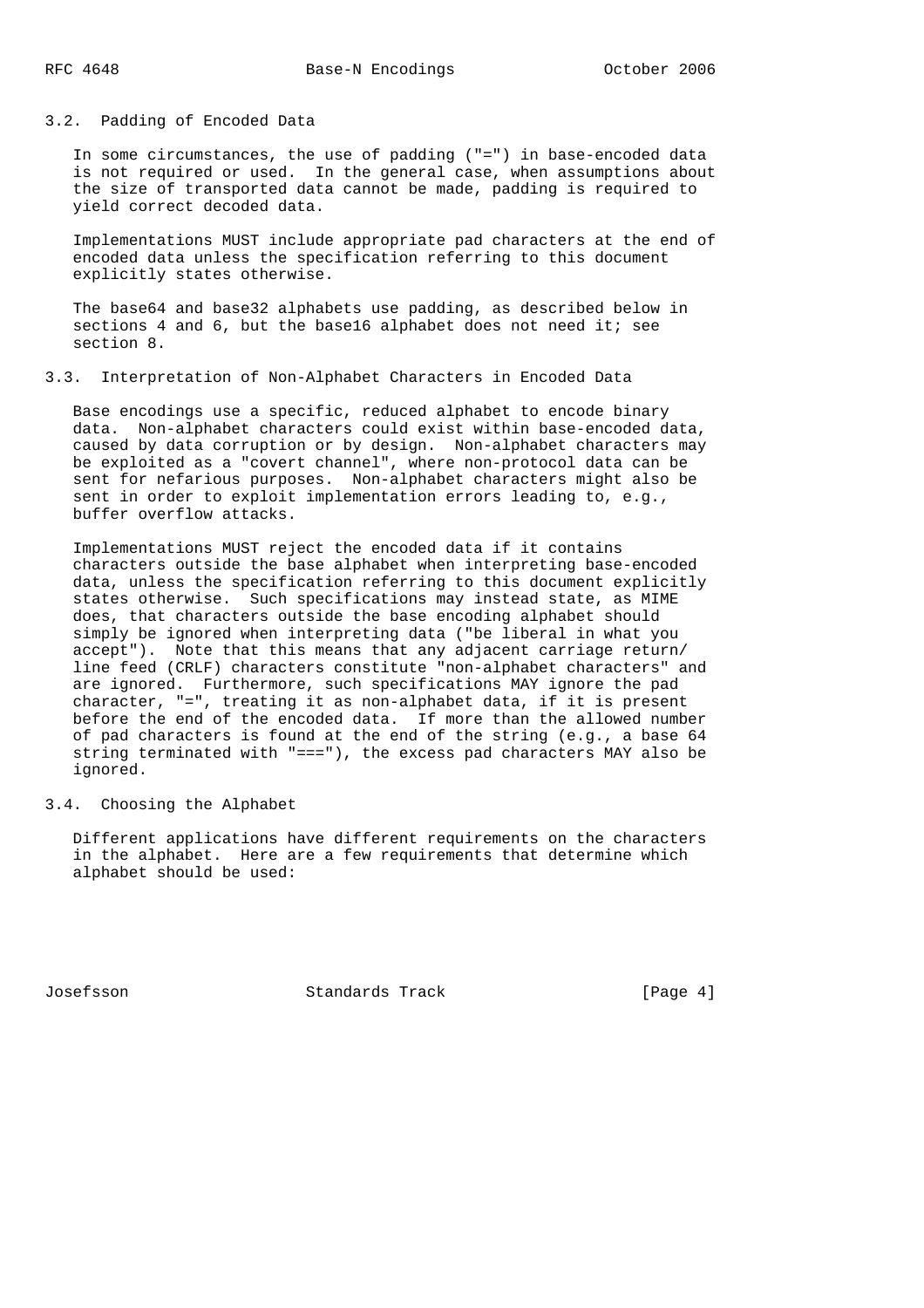## 3.2. Padding of Encoded Data

In some circumstances, the use of padding ("=") in base-encoded data is not required or used. In the general case, when assumptions about the size of transported data cannot be made, padding is required to yield correct decoded data.

Implementations MUST include appropriate pad characters at the end of encoded data unless the specification referring to this document explicitly states otherwise.

The base64 and base32 alphabets use padding, as described below in sections 4 and 6, but the base16 alphabet does not need it; see section 8.

## 3.3. Interpretation of Non-Alphabet Characters in Encoded Data

Base encodings use a specific, reduced alphabet to encode binary data. Non-alphabet characters could exist within base-encoded data, caused by data corruption or by design. Non-alphabet characters may be exploited as a "covert channel", where non-protocol data can be sent for nefarious purposes. Non-alphabet characters might also be sent in order to exploit implementation errors leading to, e.g., buffer overflow attacks.

Implementations MUST reject the encoded data if it contains characters outside the base alphabet when interpreting base-encoded data, unless the specification referring to this document explicitly states otherwise. Such specifications may instead state, as MIME does, that characters outside the base encoding alphabet should simply be ignored when interpreting data ("be liberal in what you accept"). Note that this means that any adjacent carriage return/line feed (CRLF) characters constitute "non-alphabet characters" and are ignored. Furthermore, such specifications MAY ignore the pad character, "=", treating it as non-alphabet data, if it is present before the end of the encoded data. If more than the allowed number of pad characters is found at the end of the string (e.g., a base 64 string terminated with "==="), the excess pad characters MAY also be ignored.

## 3.4. Choosing the Alphabet

Different applications have different requirements on the characters in the alphabet. Here are a few requirements that determine which alphabet should be used: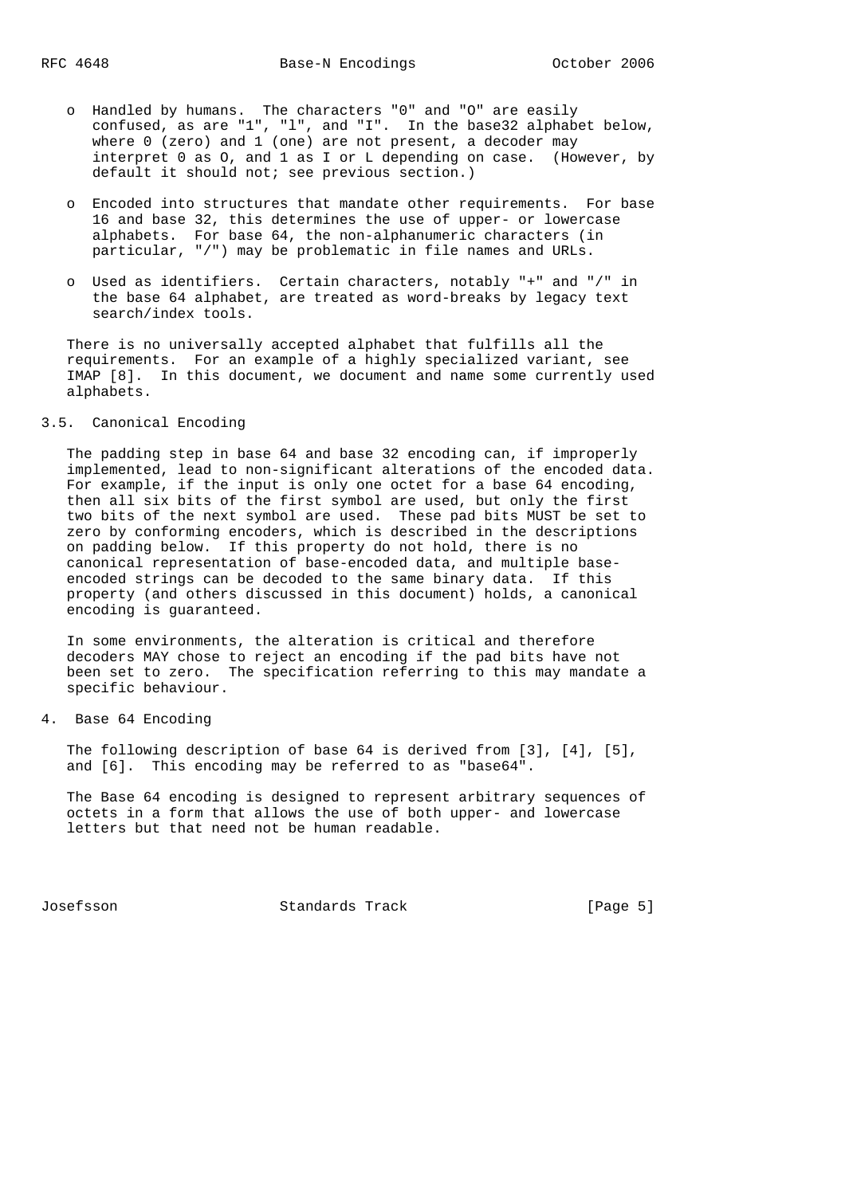- Handled by humans. The characters "0" and "O" are easily confused, as are "1", "l", and "I". In the base32 alphabet below, where 0 (zero) and 1 (one) are not present, a decoder may interpret 0 as O, and 1 as I or L depending on case. (However, by default it should not; see previous section.)

- Encoded into structures that mandate other requirements. For base 16 and base 32, this determines the use of upper- or lowercase alphabets. For base 64, the non-alphanumeric characters (in particular, "/") may be problematic in file names and URLs.

- Used as identifiers. Certain characters, notably "+" and "/" in the base 64 alphabet, are treated as word-breaks by legacy text search/index tools.

There is no universally accepted alphabet that fulfills all the requirements. For an example of a highly specialized variant, see IMAP [8]. In this document, we document and name some currently used alphabets.

### 3.5. Canonical Encoding

The padding step in base 64 and base 32 encoding can, if improperly implemented, lead to non-significant alterations of the encoded data. For example, if the input is only one octet for a base 64 encoding, then all six bits of the first symbol are used, but only the first two bits of the next symbol are used. These pad bits MUST be set to zero by conforming encoders, which is described in the descriptions on padding below. If this property do not hold, there is no canonical representation of base-encoded data, and multiple base-encoded strings can be decoded to the same binary data. If this property (and others discussed in this document) holds, a canonical encoding is guaranteed.

In some environments, the alteration is critical and therefore decoders MAY chose to reject an encoding if the pad bits have not been set to zero. The specification referring to this may mandate a specific behaviour.

## 4. Base 64 Encoding

The following description of base 64 is derived from [3], [4], [5], and [6]. This encoding may be referred to as "base64".

The Base 64 encoding is designed to represent arbitrary sequences of octets in a form that allows the use of both upper- and lowercase letters but that need not be human readable.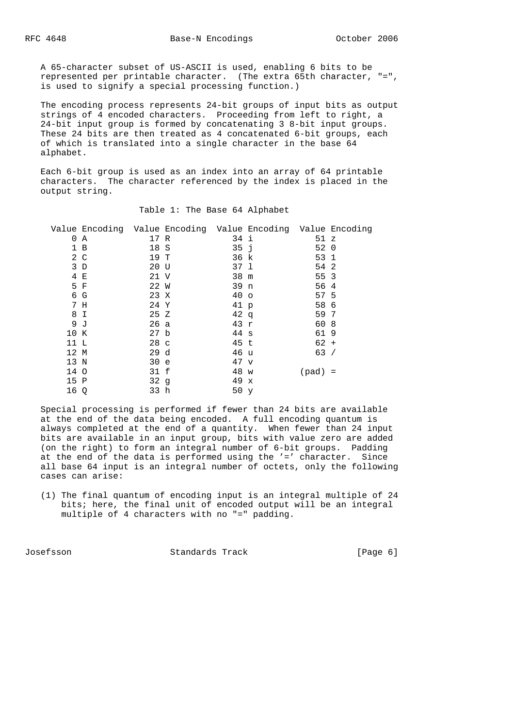A 65-character subset of US-ASCII is used, enabling 6 bits to be represented per printable character. (The extra 65th character, "=", is used to signify a special processing function.)

The encoding process represents 24-bit groups of input bits as output strings of 4 encoded characters. Proceeding from left to right, a 24-bit input group is formed by concatenating 3 8-bit input groups. These 24 bits are then treated as 4 concatenated 6-bit groups, each of which is translated into a single character in the base 64 alphabet.

Each 6-bit group is used as an index into an array of 64 printable characters. The character referenced by the index is placed in the output string.

Table 1: The Base 64 Alphabet

| Value | Encoding | Value | Encoding | Value | Encoding | Value | Encoding |
|---|---|---|---|---|---|---|---|
| 0 | A | 17 | R | 34 | i | 51 | z |
| 1 | B | 18 | S | 35 | j | 52 | 0 |
| 2 | C | 19 | T | 36 | k | 53 | 1 |
| 3 | D | 20 | U | 37 | l | 54 | 2 |
| 4 | E | 21 | V | 38 | m | 55 | 3 |
| 5 | F | 22 | W | 39 | n | 56 | 4 |
| 6 | G | 23 | X | 40 | o | 57 | 5 |
| 7 | H | 24 | Y | 41 | p | 58 | 6 |
| 8 | I | 25 | Z | 42 | q | 59 | 7 |
| 9 | J | 26 | a | 43 | r | 60 | 8 |
| 10 | K | 27 | b | 44 | s | 61 | 9 |
| 11 | L | 28 | c | 45 | t | 62 | + |
| 12 | M | 29 | d | 46 | u | 63 | / |
| 13 | N | 30 | e | 47 | v | | |
| 14 | O | 31 | f | 48 | w | (pad) | = |
| 15 | P | 32 | g | 49 | x | | |
| 16 | Q | 33 | h | 50 | y | | |

Special processing is performed if fewer than 24 bits are available at the end of the data being encoded. A full encoding quantum is always completed at the end of a quantity. When fewer than 24 input bits are available in an input group, bits with value zero are added (on the right) to form an integral number of 6-bit groups. Padding at the end of the data is performed using the '=' character. Since all base 64 input is an integral number of octets, only the following cases can arise:

(1) The final quantum of encoding input is an integral multiple of 24 bits; here, the final unit of encoded output will be an integral multiple of 4 characters with no "=" padding.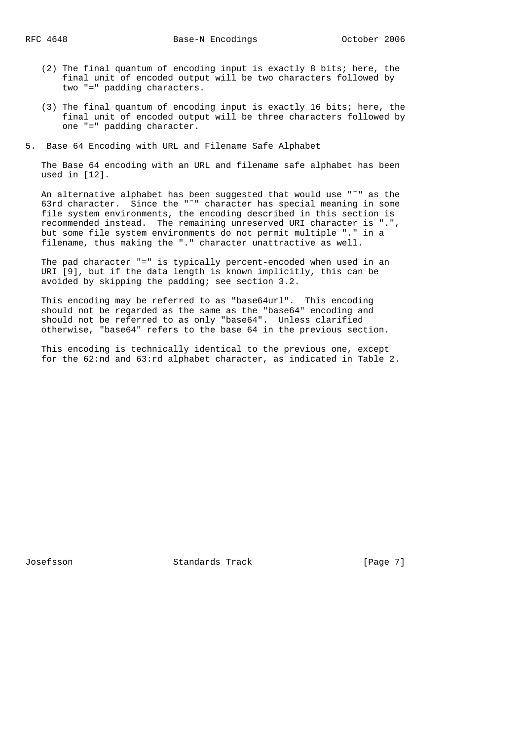(2) The final quantum of encoding input is exactly 8 bits; here, the final unit of encoded output will be two characters followed by two "=" padding characters.

(3) The final quantum of encoding input is exactly 16 bits; here, the final unit of encoded output will be three characters followed by one "=" padding character.

## 5. Base 64 Encoding with URL and Filename Safe Alphabet

The Base 64 encoding with an URL and filename safe alphabet has been used in [12].

An alternative alphabet has been suggested that would use "˜" as the 63rd character. Since the "˜" character has special meaning in some file system environments, the encoding described in this section is recommended instead. The remaining unreserved URI character is ".", but some file system environments do not permit multiple "." in a filename, thus making the "." character unattractive as well.

The pad character "=" is typically percent-encoded when used in an URI [9], but if the data length is known implicitly, this can be avoided by skipping the padding; see section 3.2.

This encoding may be referred to as "base64url". This encoding should not be regarded as the same as the "base64" encoding and should not be referred to as only "base64". Unless clarified otherwise, "base64" refers to the base 64 in the previous section.

This encoding is technically identical to the previous one, except for the 62:nd and 63:rd alphabet character, as indicated in Table 2.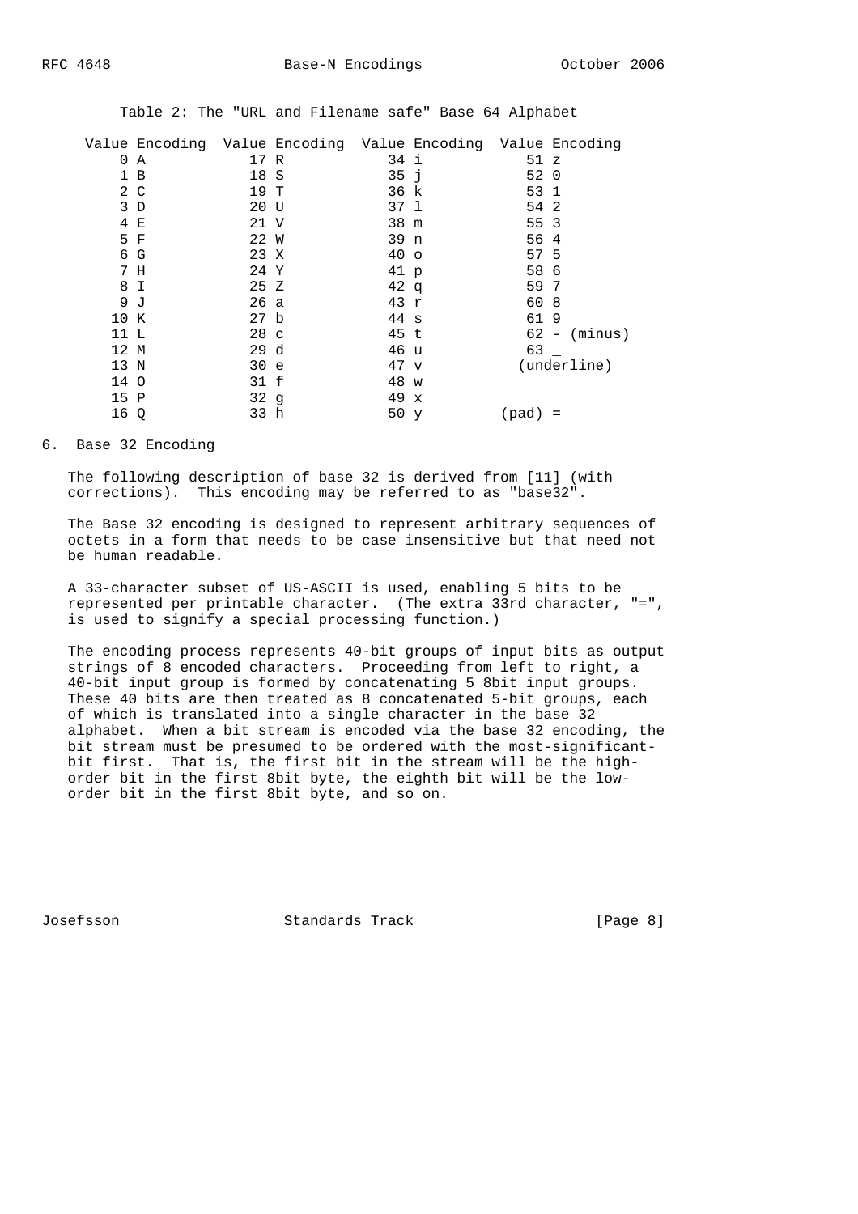Table 2: The "URL and Filename safe" Base 64 Alphabet

| Value | Encoding | Value | Encoding | Value | Encoding | Value | Encoding |
|---|---|---|---|---|---|---|---|
| 0 | A | 17 | R | 34 | i | 51 | z |
| 1 | B | 18 | S | 35 | j | 52 | 0 |
| 2 | C | 19 | T | 36 | k | 53 | 1 |
| 3 | D | 20 | U | 37 | l | 54 | 2 |
| 4 | E | 21 | V | 38 | m | 55 | 3 |
| 5 | F | 22 | W | 39 | n | 56 | 4 |
| 6 | G | 23 | X | 40 | o | 57 | 5 |
| 7 | H | 24 | Y | 41 | p | 58 | 6 |
| 8 | I | 25 | Z | 42 | q | 59 | 7 |
| 9 | J | 26 | a | 43 | r | 60 | 8 |
| 10 | K | 27 | b | 44 | s | 61 | 9 |
| 11 | L | 28 | c | 45 | t | 62 | - (minus) |
| 12 | M | 29 | d | 46 | u | 63 | _ (underline) |
| 13 | N | 30 | e | 47 | v | | |
| 14 | O | 31 | f | 48 | w | | |
| 15 | P | 32 | g | 49 | x | | |
| 16 | Q | 33 | h | 50 | y | (pad) | = |

## 6. Base 32 Encoding

The following description of base 32 is derived from [11] (with corrections). This encoding may be referred to as "base32".

The Base 32 encoding is designed to represent arbitrary sequences of octets in a form that needs to be case insensitive but that need not be human readable.

A 33-character subset of US-ASCII is used, enabling 5 bits to be represented per printable character. (The extra 33rd character, "=", is used to signify a special processing function.)

The encoding process represents 40-bit groups of input bits as output strings of 8 encoded characters. Proceeding from left to right, a 40-bit input group is formed by concatenating 5 8bit input groups. These 40 bits are then treated as 8 concatenated 5-bit groups, each of which is translated into a single character in the base 32 alphabet. When a bit stream is encoded via the base 32 encoding, the bit stream must be presumed to be ordered with the most-significant-bit first. That is, the first bit in the stream will be the high-order bit in the first 8bit byte, the eighth bit will be the low-order bit in the first 8bit byte, and so on.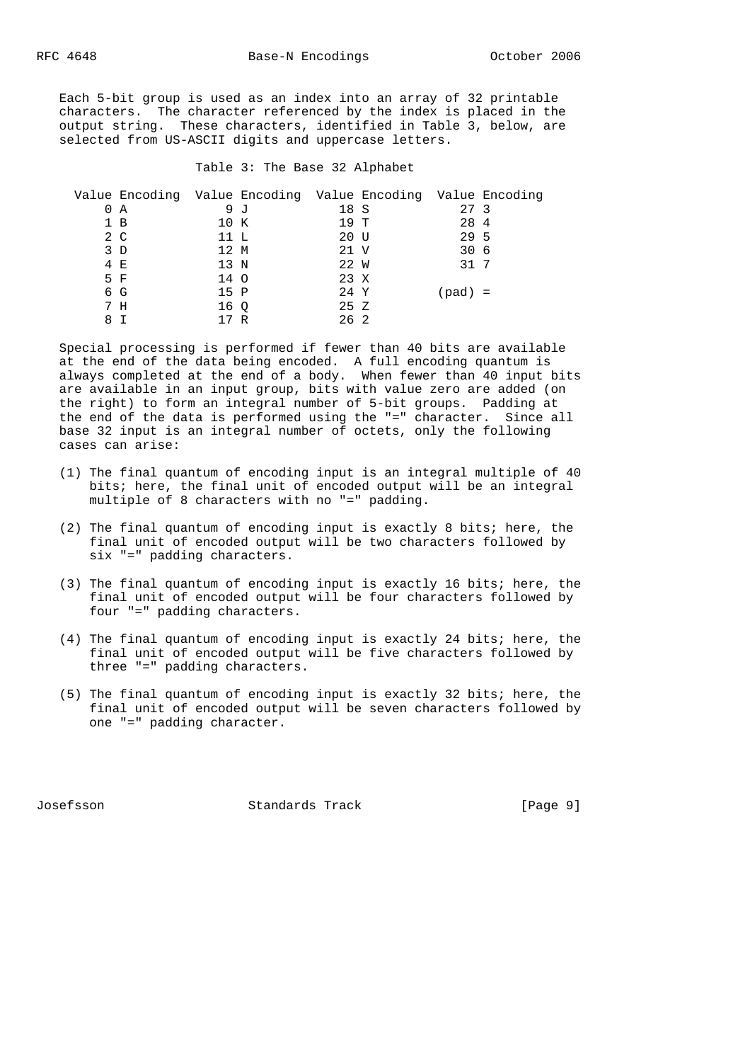Each 5-bit group is used as an index into an array of 32 printable characters. The character referenced by the index is placed in the output string. These characters, identified in Table 3, below, are selected from US-ASCII digits and uppercase letters.

Table 3: The Base 32 Alphabet

| Value | Encoding | Value | Encoding | Value | Encoding | Value | Encoding |
|---|---|---|---|---|---|---|---|
| 0 | A | 9 | J | 18 | S | 27 | 3 |
| 1 | B | 10 | K | 19 | T | 28 | 4 |
| 2 | C | 11 | L | 20 | U | 29 | 5 |
| 3 | D | 12 | M | 21 | V | 30 | 6 |
| 4 | E | 13 | N | 22 | W | 31 | 7 |
| 5 | F | 14 | O | 23 | X | | |
| 6 | G | 15 | P | 24 | Y | (pad) | = |
| 7 | H | 16 | Q | 25 | Z | | |
| 8 | I | 17 | R | 26 | 2 | | |

Special processing is performed if fewer than 40 bits are available at the end of the data being encoded. A full encoding quantum is always completed at the end of a body. When fewer than 40 input bits are available in an input group, bits with value zero are added (on the right) to form an integral number of 5-bit groups. Padding at the end of the data is performed using the "=" character. Since all base 32 input is an integral number of octets, only the following cases can arise:

(1) The final quantum of encoding input is an integral multiple of 40 bits; here, the final unit of encoded output will be an integral multiple of 8 characters with no "=" padding.

(2) The final quantum of encoding input is exactly 8 bits; here, the final unit of encoded output will be two characters followed by six "=" padding characters.

(3) The final quantum of encoding input is exactly 16 bits; here, the final unit of encoded output will be four characters followed by four "=" padding characters.

(4) The final quantum of encoding input is exactly 24 bits; here, the final unit of encoded output will be five characters followed by three "=" padding characters.

(5) The final quantum of encoding input is exactly 32 bits; here, the final unit of encoded output will be seven characters followed by one "=" padding character.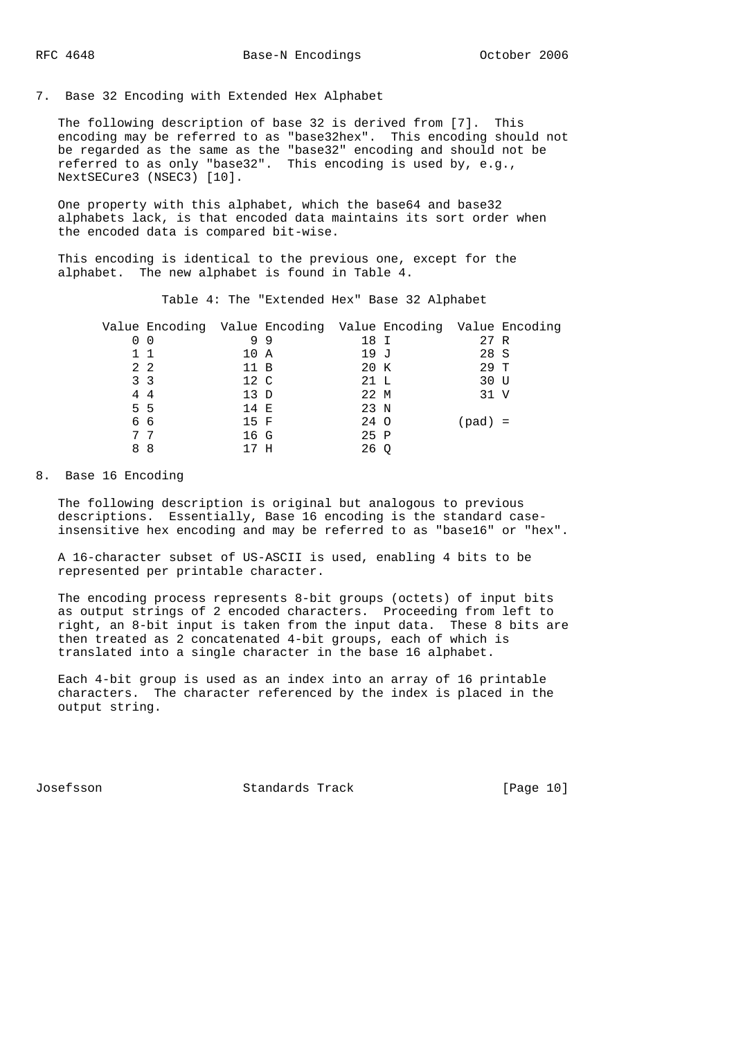## 7. Base 32 Encoding with Extended Hex Alphabet

The following description of base 32 is derived from [7]. This encoding may be referred to as "base32hex". This encoding should not be regarded as the same as the "base32" encoding and should not be referred to as only "base32". This encoding is used by, e.g., NextSECure3 (NSEC3) [10].

One property with this alphabet, which the base64 and base32 alphabets lack, is that encoded data maintains its sort order when the encoded data is compared bit-wise.

This encoding is identical to the previous one, except for the alphabet. The new alphabet is found in Table 4.

Table 4: The "Extended Hex" Base 32 Alphabet

| Value | Encoding | Value | Encoding | Value | Encoding | Value | Encoding |
|---|---|---|---|---|---|---|---|
| 0 | 0 | 9 | 9 | 18 | I | 27 | R |
| 1 | 1 | 10 | A | 19 | J | 28 | S |
| 2 | 2 | 11 | B | 20 | K | 29 | T |
| 3 | 3 | 12 | C | 21 | L | 30 | U |
| 4 | 4 | 13 | D | 22 | M | 31 | V |
| 5 | 5 | 14 | E | 23 | N | | |
| 6 | 6 | 15 | F | 24 | O | (pad) | = |
| 7 | 7 | 16 | G | 25 | P | | |
| 8 | 8 | 17 | H | 26 | Q | | |

## 8. Base 16 Encoding

The following description is original but analogous to previous descriptions. Essentially, Base 16 encoding is the standard case-insensitive hex encoding and may be referred to as "base16" or "hex".

A 16-character subset of US-ASCII is used, enabling 4 bits to be represented per printable character.

The encoding process represents 8-bit groups (octets) of input bits as output strings of 2 encoded characters. Proceeding from left to right, an 8-bit input is taken from the input data. These 8 bits are then treated as 2 concatenated 4-bit groups, each of which is translated into a single character in the base 16 alphabet.

Each 4-bit group is used as an index into an array of 16 printable characters. The character referenced by the index is placed in the output string.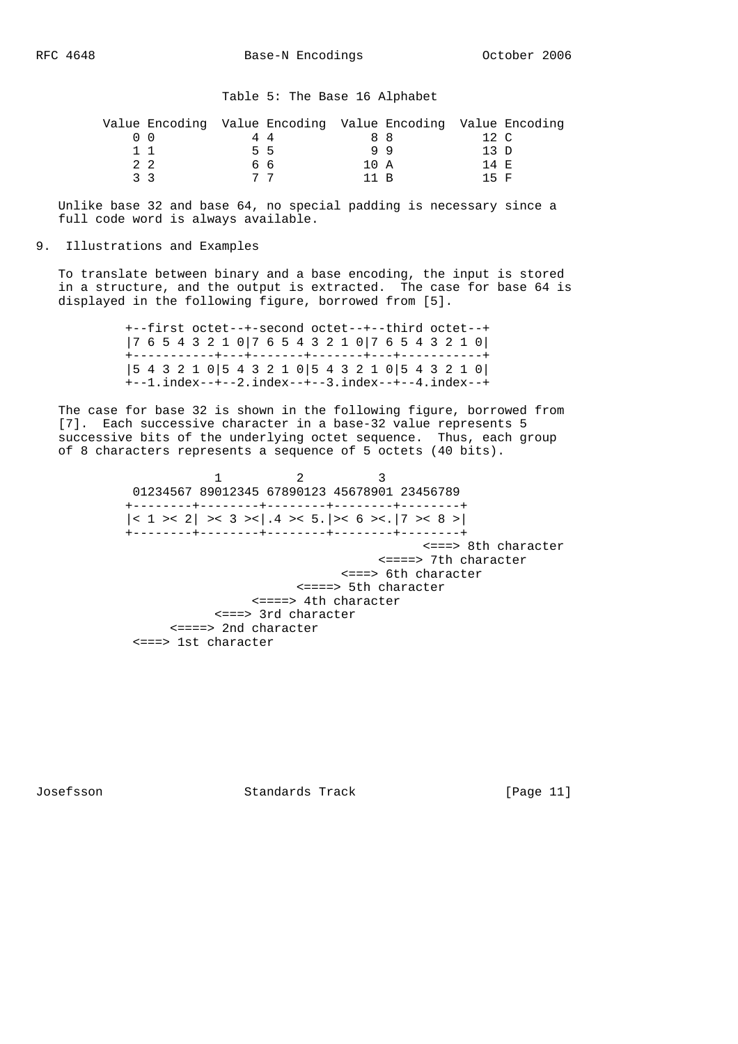Table 5: The Base 16 Alphabet

| Value | Encoding | Value | Encoding | Value | Encoding | Value | Encoding |
|---|---|---|---|---|---|---|---|
| 0 | 0 | 4 | 4 | 8 | 8 | 12 | C |
| 1 | 1 | 5 | 5 | 9 | 9 | 13 | D |
| 2 | 2 | 6 | 6 | 10 | A | 14 | E |
| 3 | 3 | 7 | 7 | 11 | B | 15 | F |

Unlike base 32 and base 64, no special padding is necessary since a full code word is always available.

## 9. Illustrations and Examples

To translate between binary and a base encoding, the input is stored in a structure, and the output is extracted. The case for base 64 is displayed in the following figure, borrowed from [5].

```
+--first octet--+-second octet--+--third octet--+
|7 6 5 4 3 2 1 0|7 6 5 4 3 2 1 0|7 6 5 4 3 2 1 0|
+-----------+---+-------+-------+---+-----------+
|5 4 3 2 1 0|5 4 3 2 1 0|5 4 3 2 1 0|5 4 3 2 1 0|
+--1.index--+--2.index--+--3.index--+--4.index--+
```

The case for base 32 is shown in the following figure, borrowed from [7]. Each successive character in a base-32 value represents 5 successive bits of the underlying octet sequence. Thus, each group of 8 characters represents a sequence of 5 octets (40 bits).

```
             1          2          3
 01234567 89012345 67890123 45678901 23456789
+--------+--------+--------+--------+--------+
|< 1 >< 2| >< 3 ><|.4 >< 5.|>< 6 ><.|7 >< 8 >|
+--------+--------+--------+--------+--------+
                                        <===> 8th character
                                  <====> 7th character
                             <===> 6th character
                       <====> 5th character
                 <====> 4th character
            <===> 3rd character
       <====> 2nd character
 <===> 1st character
```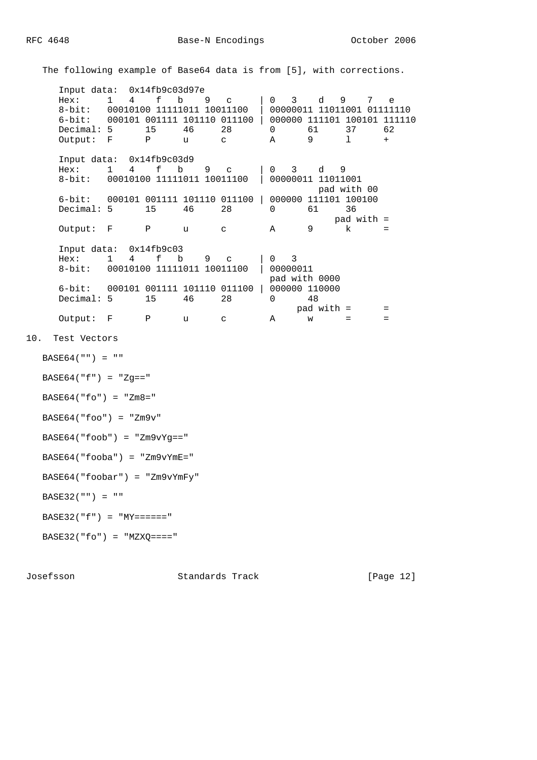The following example of Base64 data is from [5], with corrections.

```
   Input data:  0x14fb9c03d97e
   Hex:     1   4    f   b    9   c     | 0   3    d   9    7   e
   8-bit:   00010100 11111011 10011100  | 00000011 11011001 01111110
   6-bit:   000101 001111 101110 011100 | 000000 111101 100101 111110
   Decimal: 5      15     46     28       0      61     37     62
   Output:  F      P      u      c        A      9      l      +

   Input data:  0x14fb9c03d9
   Hex:     1   4    f   b    9   c     | 0   3    d   9
   8-bit:   00010100 11111011 10011100  | 00000011 11011001
                                                   pad with 00
   6-bit:   000101 001111 101110 011100 | 000000 111101 100100
   Decimal: 5      15     46     28       0      61     36
                                                      pad with =
   Output:  F      P      u      c        A      9      k      =

   Input data:  0x14fb9c03
   Hex:     1   4    f   b    9   c     | 0   3
   8-bit:   00010100 11111011 10011100  | 00000011
                                          pad with 0000
   6-bit:   000101 001111 101110 011100 | 000000 110000
   Decimal: 5      15     46     28       0      48
                                               pad with =      =
   Output:  F      P      u      c        A      w      =      =
```

## 10. Test Vectors

BASE64("") = ""

BASE64("f") = "Zg=="

BASE64("fo") = "Zm8="

BASE64("foo") = "Zm9v"

BASE64("foob") = "Zm9vYg=="

BASE64("fooba") = "Zm9vYmE="

BASE64("foobar") = "Zm9vYmFy"

BASE32("") = ""

BASE32("f") = "MY======"

BASE32("fo") = "MZXQ===="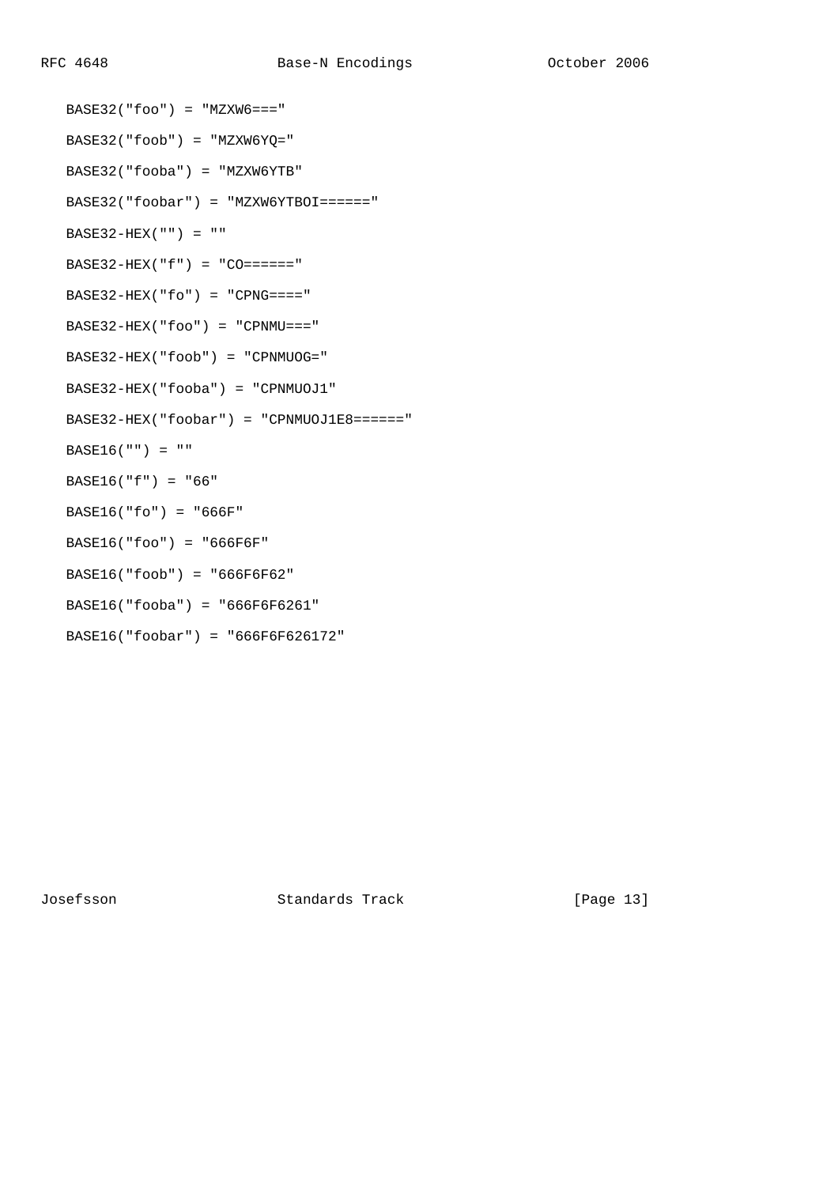```
BASE32("foo") = "MZXW6==="

BASE32("foob") = "MZXW6YQ="

BASE32("fooba") = "MZXW6YTB"

BASE32("foobar") = "MZXW6YTBOI======"

BASE32-HEX("") = ""

BASE32-HEX("f") = "CO======"

BASE32-HEX("fo") = "CPNG===="

BASE32-HEX("foo") = "CPNMU==="

BASE32-HEX("foob") = "CPNMUOG="

BASE32-HEX("fooba") = "CPNMUOJ1"

BASE32-HEX("foobar") = "CPNMUOJ1E8======"

BASE16("") = ""

BASE16("f") = "66"

BASE16("fo") = "666F"

BASE16("foo") = "666F6F"

BASE16("foob") = "666F6F62"

BASE16("fooba") = "666F6F6261"

BASE16("foobar") = "666F6F626172"
```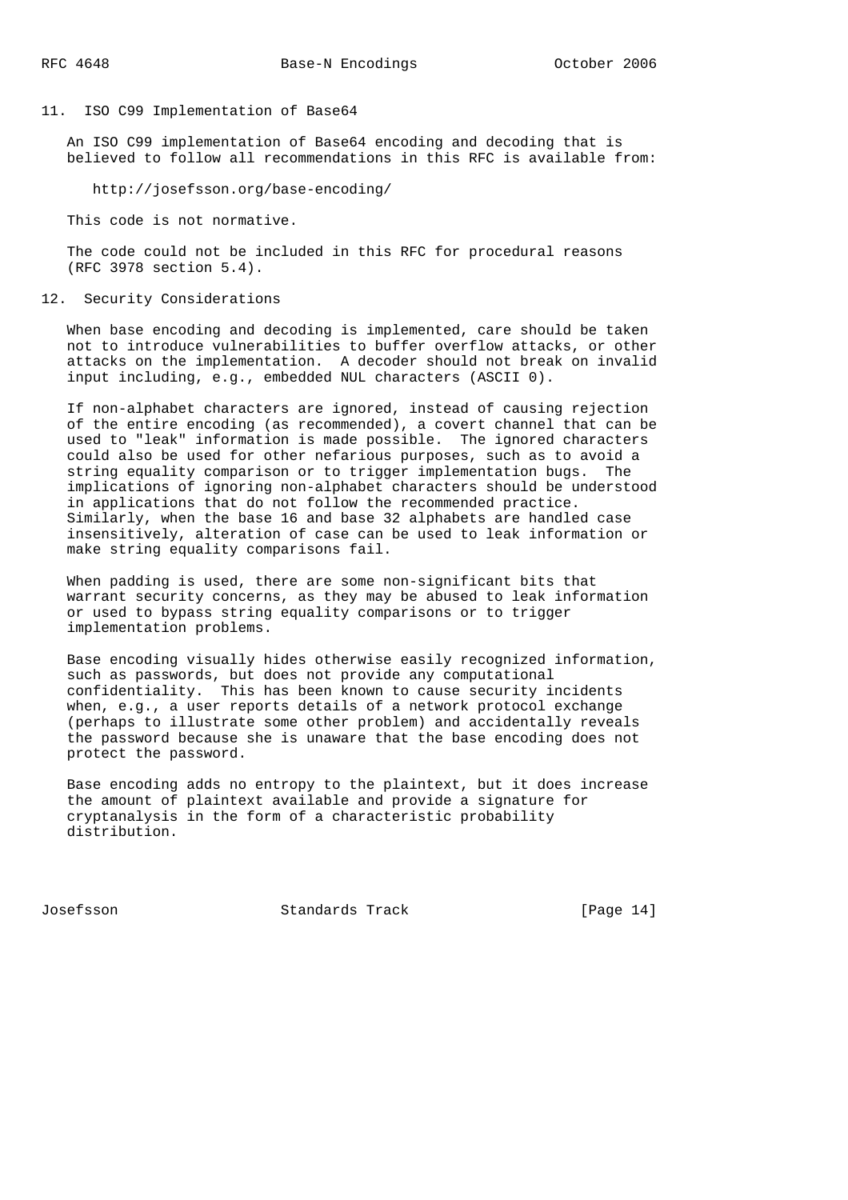## 11. ISO C99 Implementation of Base64

An ISO C99 implementation of Base64 encoding and decoding that is believed to follow all recommendations in this RFC is available from:

http://josefsson.org/base-encoding/

This code is not normative.

The code could not be included in this RFC for procedural reasons (RFC 3978 section 5.4).

## 12. Security Considerations

When base encoding and decoding is implemented, care should be taken not to introduce vulnerabilities to buffer overflow attacks, or other attacks on the implementation. A decoder should not break on invalid input including, e.g., embedded NUL characters (ASCII 0).

If non-alphabet characters are ignored, instead of causing rejection of the entire encoding (as recommended), a covert channel that can be used to "leak" information is made possible. The ignored characters could also be used for other nefarious purposes, such as to avoid a string equality comparison or to trigger implementation bugs. The implications of ignoring non-alphabet characters should be understood in applications that do not follow the recommended practice. Similarly, when the base 16 and base 32 alphabets are handled case insensitively, alteration of case can be used to leak information or make string equality comparisons fail.

When padding is used, there are some non-significant bits that warrant security concerns, as they may be abused to leak information or used to bypass string equality comparisons or to trigger implementation problems.

Base encoding visually hides otherwise easily recognized information, such as passwords, but does not provide any computational confidentiality. This has been known to cause security incidents when, e.g., a user reports details of a network protocol exchange (perhaps to illustrate some other problem) and accidentally reveals the password because she is unaware that the base encoding does not protect the password.

Base encoding adds no entropy to the plaintext, but it does increase the amount of plaintext available and provide a signature for cryptanalysis in the form of a characteristic probability distribution.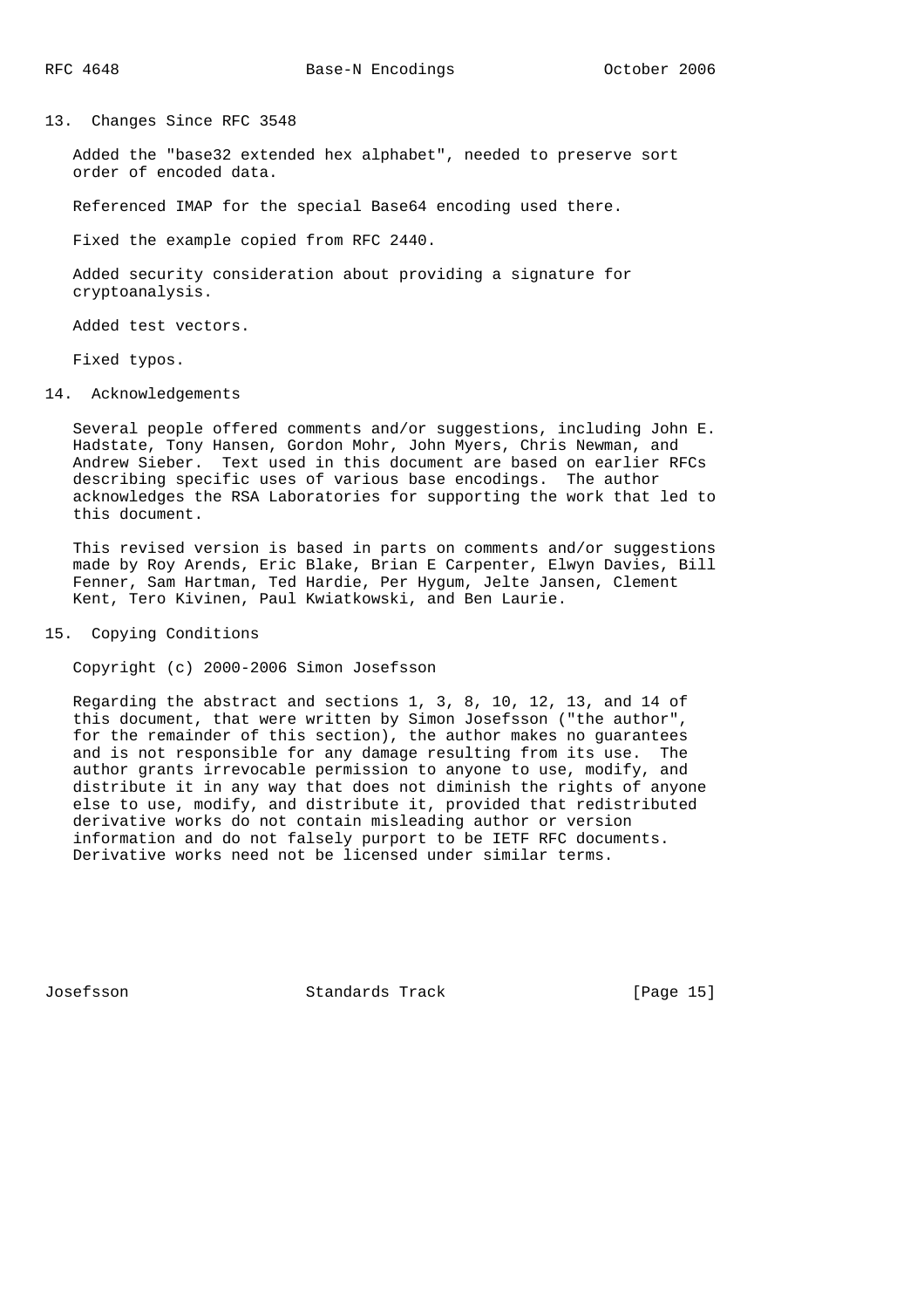## 13. Changes Since RFC 3548

Added the "base32 extended hex alphabet", needed to preserve sort order of encoded data.

Referenced IMAP for the special Base64 encoding used there.

Fixed the example copied from RFC 2440.

Added security consideration about providing a signature for cryptoanalysis.

Added test vectors.

Fixed typos.

## 14. Acknowledgements

Several people offered comments and/or suggestions, including John E. Hadstate, Tony Hansen, Gordon Mohr, John Myers, Chris Newman, and Andrew Sieber. Text used in this document are based on earlier RFCs describing specific uses of various base encodings. The author acknowledges the RSA Laboratories for supporting the work that led to this document.

This revised version is based in parts on comments and/or suggestions made by Roy Arends, Eric Blake, Brian E Carpenter, Elwyn Davies, Bill Fenner, Sam Hartman, Ted Hardie, Per Hygum, Jelte Jansen, Clement Kent, Tero Kivinen, Paul Kwiatkowski, and Ben Laurie.

## 15. Copying Conditions

Copyright (c) 2000-2006 Simon Josefsson

Regarding the abstract and sections 1, 3, 8, 10, 12, 13, and 14 of this document, that were written by Simon Josefsson ("the author", for the remainder of this section), the author makes no guarantees and is not responsible for any damage resulting from its use. The author grants irrevocable permission to anyone to use, modify, and distribute it in any way that does not diminish the rights of anyone else to use, modify, and distribute it, provided that redistributed derivative works do not contain misleading author or version information and do not falsely purport to be IETF RFC documents. Derivative works need not be licensed under similar terms.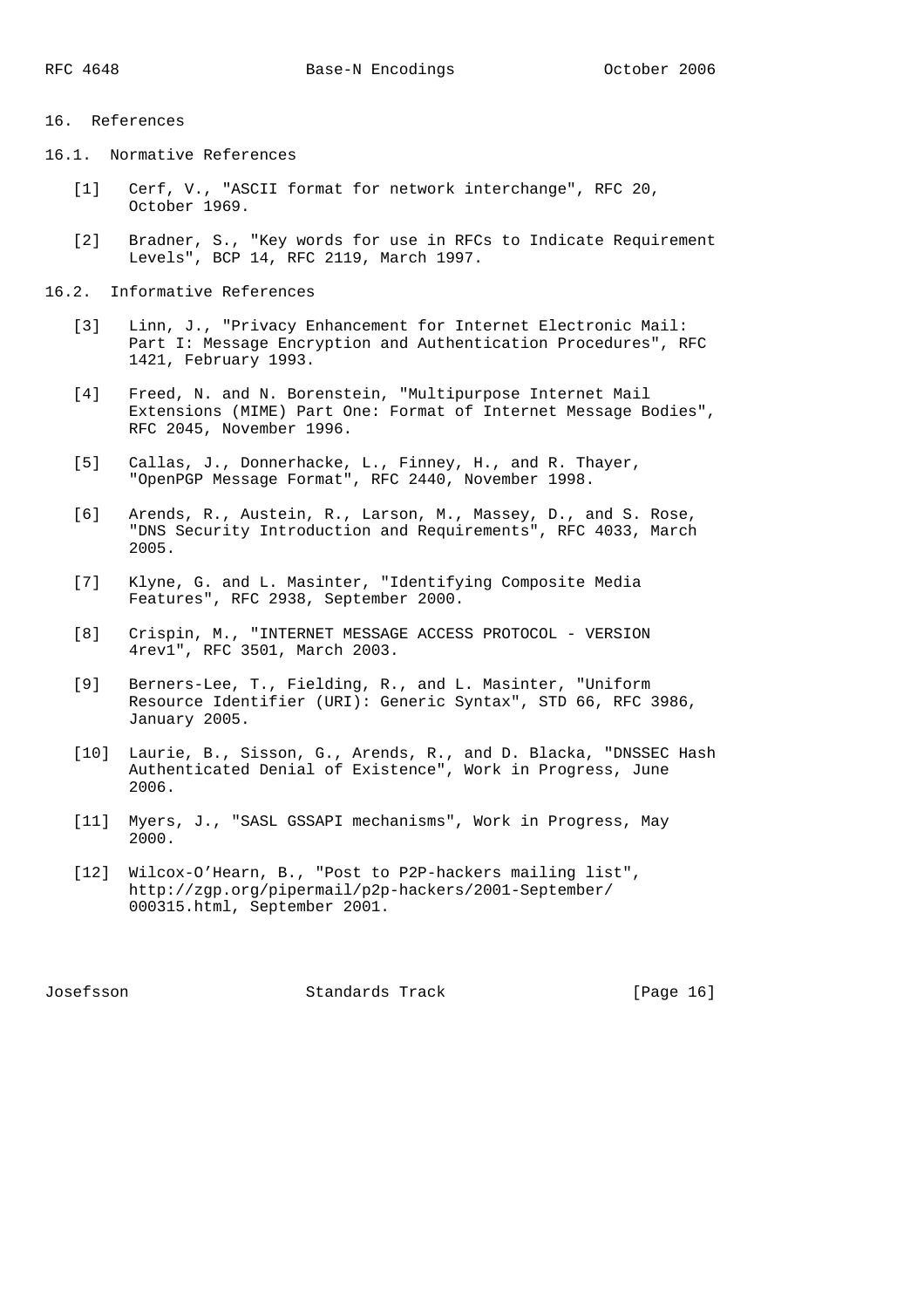## 16. References

### 16.1. Normative References

[1] Cerf, V., "ASCII format for network interchange", RFC 20, October 1969.

[2] Bradner, S., "Key words for use in RFCs to Indicate Requirement Levels", BCP 14, RFC 2119, March 1997.

### 16.2. Informative References

[3] Linn, J., "Privacy Enhancement for Internet Electronic Mail: Part I: Message Encryption and Authentication Procedures", RFC 1421, February 1993.

[4] Freed, N. and N. Borenstein, "Multipurpose Internet Mail Extensions (MIME) Part One: Format of Internet Message Bodies", RFC 2045, November 1996.

[5] Callas, J., Donnerhacke, L., Finney, H., and R. Thayer, "OpenPGP Message Format", RFC 2440, November 1998.

[6] Arends, R., Austein, R., Larson, M., Massey, D., and S. Rose, "DNS Security Introduction and Requirements", RFC 4033, March 2005.

[7] Klyne, G. and L. Masinter, "Identifying Composite Media Features", RFC 2938, September 2000.

[8] Crispin, M., "INTERNET MESSAGE ACCESS PROTOCOL - VERSION 4rev1", RFC 3501, March 2003.

[9] Berners-Lee, T., Fielding, R., and L. Masinter, "Uniform Resource Identifier (URI): Generic Syntax", STD 66, RFC 3986, January 2005.

[10] Laurie, B., Sisson, G., Arends, R., and D. Blacka, "DNSSEC Hash Authenticated Denial of Existence", Work in Progress, June 2006.

[11] Myers, J., "SASL GSSAPI mechanisms", Work in Progress, May 2000.

[12] Wilcox-O'Hearn, B., "Post to P2P-hackers mailing list", http://zgp.org/pipermail/p2p-hackers/2001-September/000315.html, September 2001.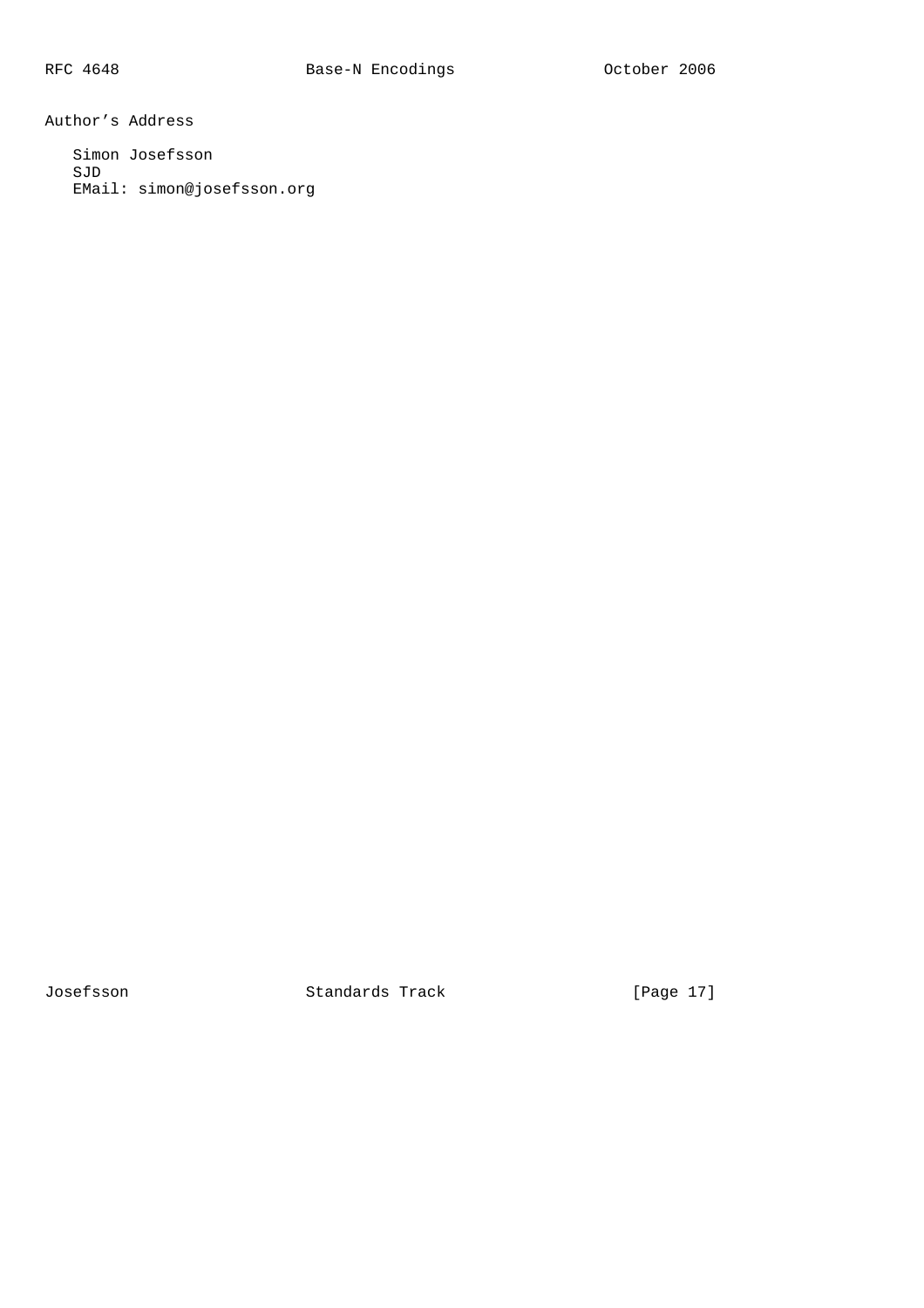## Author's Address

Simon Josefsson
SJD
EMail: simon@josefsson.org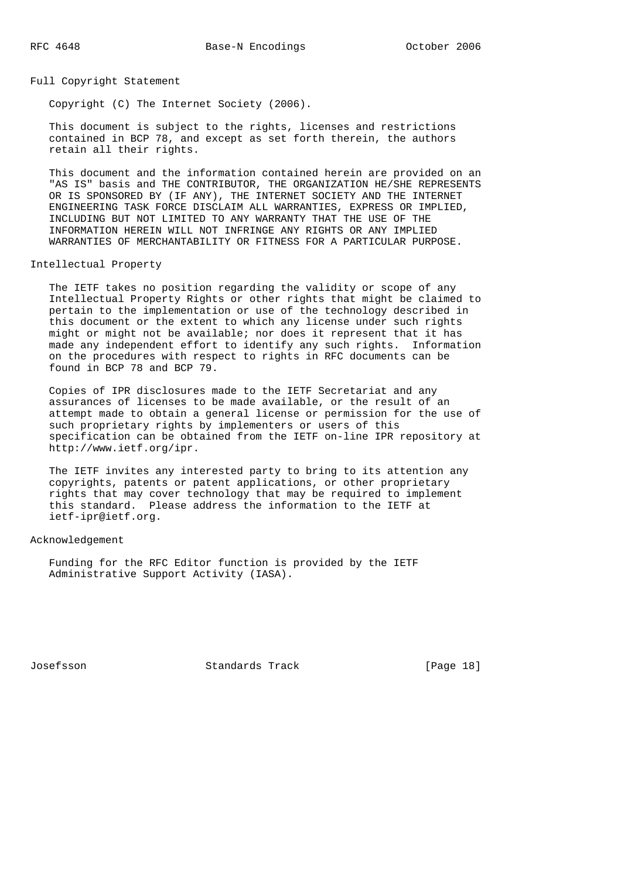## Full Copyright Statement

Copyright (C) The Internet Society (2006).

This document is subject to the rights, licenses and restrictions contained in BCP 78, and except as set forth therein, the authors retain all their rights.

This document and the information contained herein are provided on an "AS IS" basis and THE CONTRIBUTOR, THE ORGANIZATION HE/SHE REPRESENTS OR IS SPONSORED BY (IF ANY), THE INTERNET SOCIETY AND THE INTERNET ENGINEERING TASK FORCE DISCLAIM ALL WARRANTIES, EXPRESS OR IMPLIED, INCLUDING BUT NOT LIMITED TO ANY WARRANTY THAT THE USE OF THE INFORMATION HEREIN WILL NOT INFRINGE ANY RIGHTS OR ANY IMPLIED WARRANTIES OF MERCHANTABILITY OR FITNESS FOR A PARTICULAR PURPOSE.

## Intellectual Property

The IETF takes no position regarding the validity or scope of any Intellectual Property Rights or other rights that might be claimed to pertain to the implementation or use of the technology described in this document or the extent to which any license under such rights might or might not be available; nor does it represent that it has made any independent effort to identify any such rights. Information on the procedures with respect to rights in RFC documents can be found in BCP 78 and BCP 79.

Copies of IPR disclosures made to the IETF Secretariat and any assurances of licenses to be made available, or the result of an attempt made to obtain a general license or permission for the use of such proprietary rights by implementers or users of this specification can be obtained from the IETF on-line IPR repository at http://www.ietf.org/ipr.

The IETF invites any interested party to bring to its attention any copyrights, patents or patent applications, or other proprietary rights that may cover technology that may be required to implement this standard. Please address the information to the IETF at ietf-ipr@ietf.org.

## Acknowledgement

Funding for the RFC Editor function is provided by the IETF Administrative Support Activity (IASA).